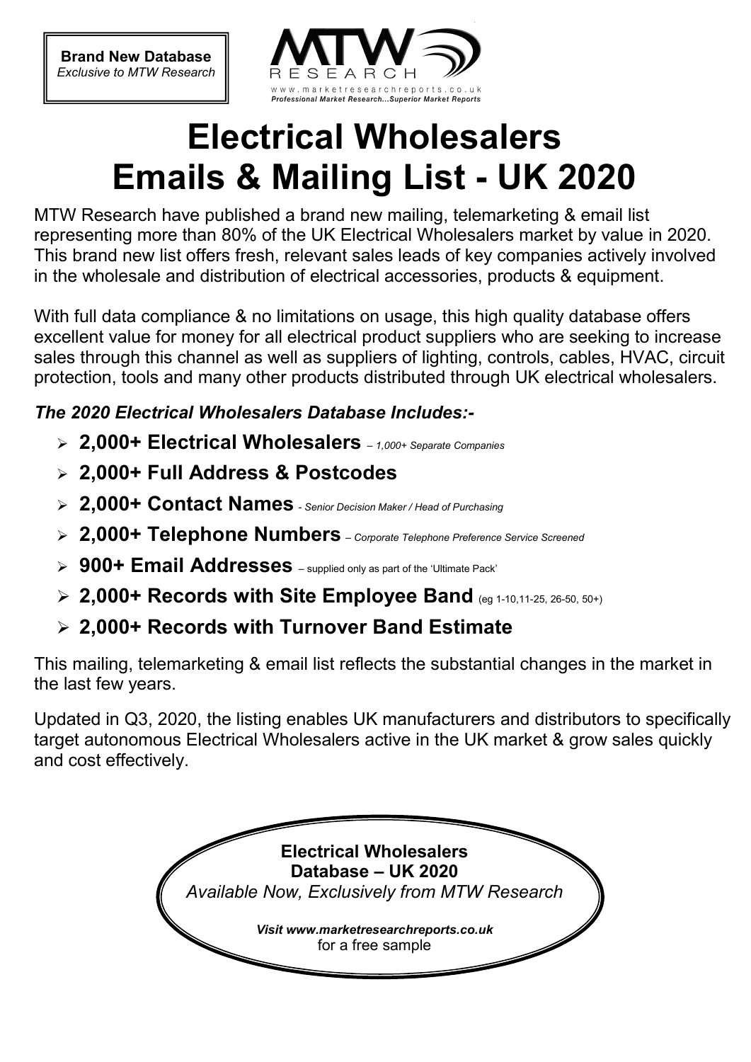**Brand New Database**
*Exclusive to MTW Research*

MTW RESEARCH
www.marketresearchreports.co.uk
*Professional Market Research...Superior Market Reports*

# Electrical Wholesalers Emails & Mailing List - UK 2020

MTW Research have published a brand new mailing, telemarketing & email list representing more than 80% of the UK Electrical Wholesalers market by value in 2020. This brand new list offers fresh, relevant sales leads of key companies actively involved in the wholesale and distribution of electrical accessories, products & equipment.

With full data compliance & no limitations on usage, this high quality database offers excellent value for money for all electrical product suppliers who are seeking to increase sales through this channel as well as suppliers of lighting, controls, cables, HVAC, circuit protection, tools and many other products distributed through UK electrical wholesalers.

***The 2020 Electrical Wholesalers Database Includes:-***

- **2,000+ Electrical Wholesalers** *– 1,000+ Separate Companies*
- **2,000+ Full Address & Postcodes**
- **2,000+ Contact Names** *- Senior Decision Maker / Head of Purchasing*
- **2,000+ Telephone Numbers** *– Corporate Telephone Preference Service Screened*
- **900+ Email Addresses** – supplied only as part of the 'Ultimate Pack'
- **2,000+ Records with Site Employee Band** (eg 1-10,11-25, 26-50, 50+)
- **2,000+ Records with Turnover Band Estimate**

This mailing, telemarketing & email list reflects the substantial changes in the market in the last few years.

Updated in Q3, 2020, the listing enables UK manufacturers and distributors to specifically target autonomous Electrical Wholesalers active in the UK market & grow sales quickly and cost effectively.

**Electrical Wholesalers Database – UK 2020**
*Available Now, Exclusively from MTW Research*

***Visit www.marketresearchreports.co.uk***
for a free sample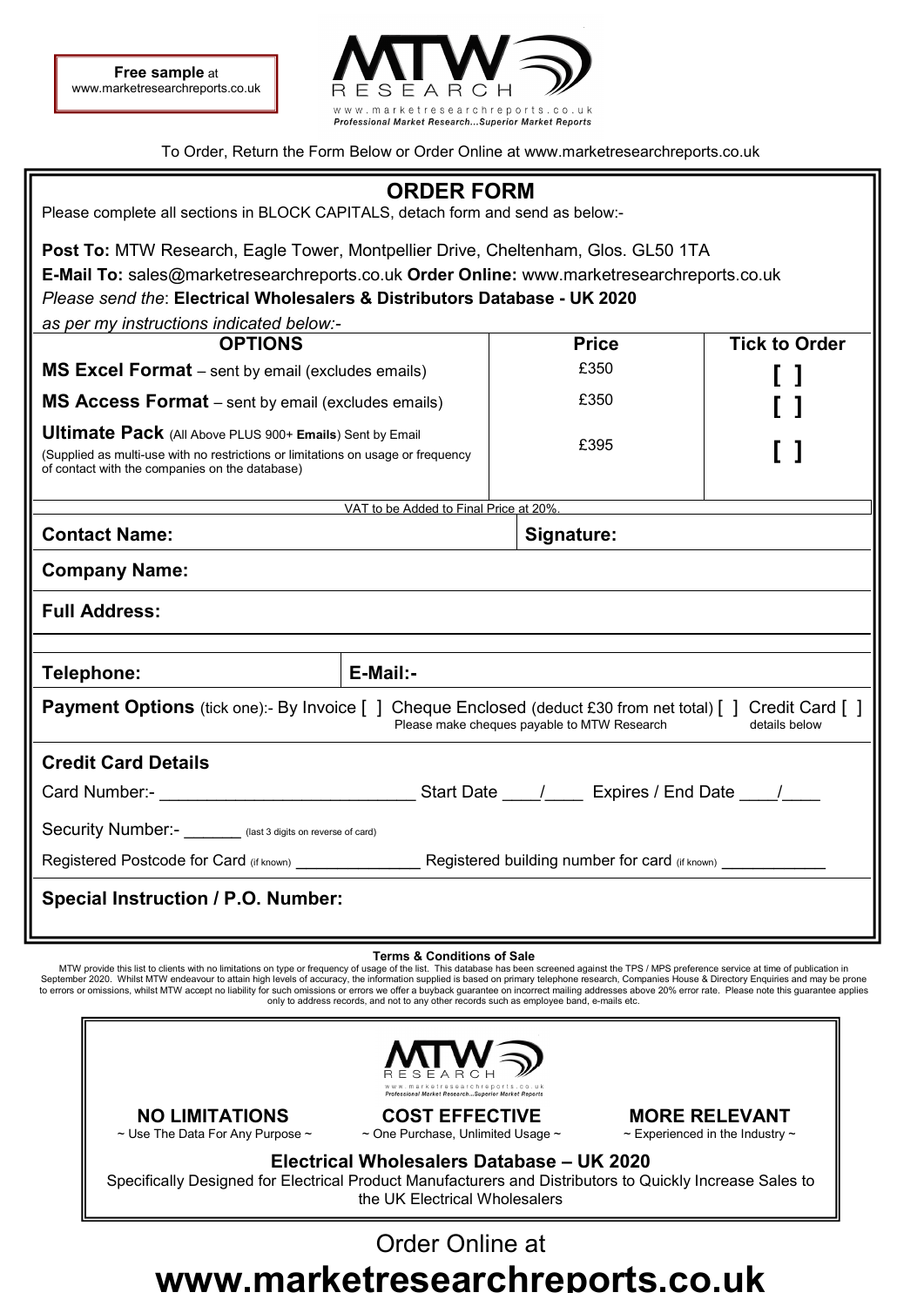**Free sample** at www.marketresearchreports.co.uk

MTW RESEARCH
www.marketresearchreports.co.uk
*Professional Market Research...Superior Market Reports*

To Order, Return the Form Below or Order Online at www.marketresearchreports.co.uk

## ORDER FORM

Please complete all sections in BLOCK CAPITALS, detach form and send as below:-

**Post To:** MTW Research, Eagle Tower, Montpellier Drive, Cheltenham, Glos. GL50 1TA
**E-Mail To:** sales@marketresearchreports.co.uk **Order Online:** www.marketresearchreports.co.uk
*Please send the*: **Electrical Wholesalers & Distributors Database - UK 2020**
*as per my instructions indicated below:-*

| OPTIONS | Price | Tick to Order |
|---|---|---|
| **MS Excel Format** – sent by email (excludes emails) | £350 | [ ] |
| **MS Access Format** – sent by email (excludes emails) | £350 | [ ] |
| **Ultimate Pack** (All Above PLUS 900+ **Emails**) Sent by Email (Supplied as multi-use with no restrictions or limitations on usage or frequency of contact with the companies on the database) | £395 | [ ] |

VAT to be Added to Final Price at 20%.

**Contact Name:** **Signature:**

**Company Name:**

**Full Address:**

**Telephone:** **E-Mail:-**

**Payment Options** (tick one):- By Invoice [ ] Cheque Enclosed (deduct £30 from net total) [ ] Credit Card [ ]
Please make cheques payable to MTW Research — details below

**Credit Card Details**

Card Number:- ____________________________ Start Date ____/____ Expires / End Date ____/____

Security Number:- _______ (last 3 digits on reverse of card)

Registered Postcode for Card (if known) ______________ Registered building number for card (if known) ____________

**Special Instruction / P.O. Number:**

**Terms & Conditions of Sale**

MTW provide this list to clients with no limitations on type or frequency of usage of the list. This database has been screened against the TPS / MPS preference service at time of publication in September 2020. Whilst MTW endeavour to attain high levels of accuracy, the information supplied is based on primary telephone research, Companies House & Directory Enquiries and may be prone to errors or omissions, whilst MTW accept no liability for such omissions or errors we offer a buyback guarantee on incorrect mailing addresses above 20% error rate. Please note this guarantee applies only to address records, and not to any other records such as employee band, e-mails etc.

MTW RESEARCH
www.marketresearchreports.co.uk
*Professional Market Research...Superior Market Reports*

**NO LIMITATIONS**
~ Use The Data For Any Purpose ~

**COST EFFECTIVE**
~ One Purchase, Unlimited Usage ~

**MORE RELEVANT**
~ Experienced in the Industry ~

**Electrical Wholesalers Database – UK 2020**

Specifically Designed for Electrical Product Manufacturers and Distributors to Quickly Increase Sales to the UK Electrical Wholesalers

Order Online at

# www.marketresearchreports.co.uk